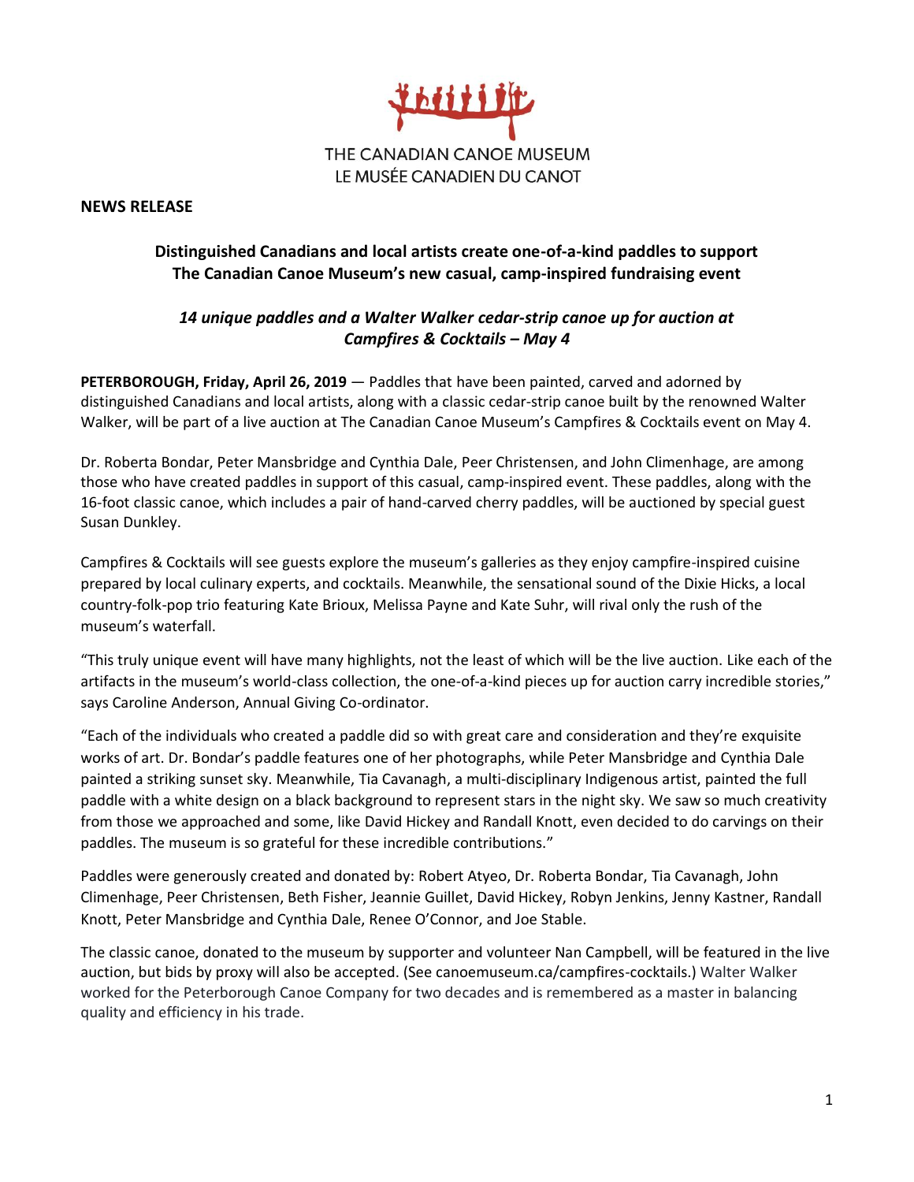THE CANADIAN CANOE MUSEUM
LE MUSÉE CANADIEN DU CANOT

**NEWS RELEASE**

## Distinguished Canadians and local artists create one-of-a-kind paddles to support The Canadian Canoe Museum's new casual, camp-inspired fundraising event

### *14 unique paddles and a Walter Walker cedar-strip canoe up for auction at Campfires & Cocktails – May 4*

**PETERBOROUGH, Friday, April 26, 2019** — Paddles that have been painted, carved and adorned by distinguished Canadians and local artists, along with a classic cedar-strip canoe built by the renowned Walter Walker, will be part of a live auction at The Canadian Canoe Museum's Campfires & Cocktails event on May 4.

Dr. Roberta Bondar, Peter Mansbridge and Cynthia Dale, Peer Christensen, and John Climenhage, are among those who have created paddles in support of this casual, camp-inspired event. These paddles, along with the 16-foot classic canoe, which includes a pair of hand-carved cherry paddles, will be auctioned by special guest Susan Dunkley.

Campfires & Cocktails will see guests explore the museum's galleries as they enjoy campfire-inspired cuisine prepared by local culinary experts, and cocktails. Meanwhile, the sensational sound of the Dixie Hicks, a local country-folk-pop trio featuring Kate Brioux, Melissa Payne and Kate Suhr, will rival only the rush of the museum's waterfall.

"This truly unique event will have many highlights, not the least of which will be the live auction. Like each of the artifacts in the museum's world-class collection, the one-of-a-kind pieces up for auction carry incredible stories," says Caroline Anderson, Annual Giving Co-ordinator.

"Each of the individuals who created a paddle did so with great care and consideration and they're exquisite works of art. Dr. Bondar's paddle features one of her photographs, while Peter Mansbridge and Cynthia Dale painted a striking sunset sky. Meanwhile, Tia Cavanagh, a multi-disciplinary Indigenous artist, painted the full paddle with a white design on a black background to represent stars in the night sky. We saw so much creativity from those we approached and some, like David Hickey and Randall Knott, even decided to do carvings on their paddles. The museum is so grateful for these incredible contributions."

Paddles were generously created and donated by: Robert Atyeo, Dr. Roberta Bondar, Tia Cavanagh, John Climenhage, Peer Christensen, Beth Fisher, Jeannie Guillet, David Hickey, Robyn Jenkins, Jenny Kastner, Randall Knott, Peter Mansbridge and Cynthia Dale, Renee O'Connor, and Joe Stable.

The classic canoe, donated to the museum by supporter and volunteer Nan Campbell, will be featured in the live auction, but bids by proxy will also be accepted. (See canoemuseum.ca/campfires-cocktails.) Walter Walker worked for the Peterborough Canoe Company for two decades and is remembered as a master in balancing quality and efficiency in his trade.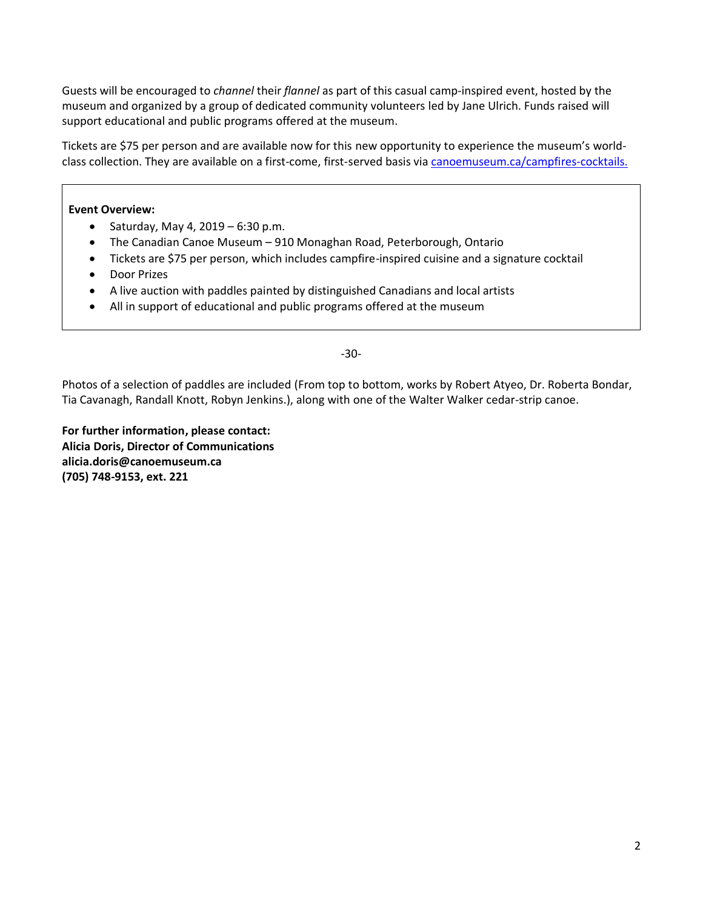Guests will be encouraged to *channel* their *flannel* as part of this casual camp-inspired event, hosted by the museum and organized by a group of dedicated community volunteers led by Jane Ulrich. Funds raised will support educational and public programs offered at the museum.

Tickets are $75 per person and are available now for this new opportunity to experience the museum's world-class collection. They are available on a first-come, first-served basis via [canoemuseum.ca/campfires-cocktails.](canoemuseum.ca/campfires-cocktails)

**Event Overview:**

- Saturday, May 4, 2019 – 6:30 p.m.
- The Canadian Canoe Museum – 910 Monaghan Road, Peterborough, Ontario
- Tickets are $75 per person, which includes campfire-inspired cuisine and a signature cocktail
- Door Prizes
- A live auction with paddles painted by distinguished Canadians and local artists
- All in support of educational and public programs offered at the museum

-30-

Photos of a selection of paddles are included (From top to bottom, works by Robert Atyeo, Dr. Roberta Bondar, Tia Cavanagh, Randall Knott, Robyn Jenkins.), along with one of the Walter Walker cedar-strip canoe.

**For further information, please contact:**
**Alicia Doris, Director of Communications**
**alicia.doris@canoemuseum.ca**
**(705) 748-9153, ext. 221**